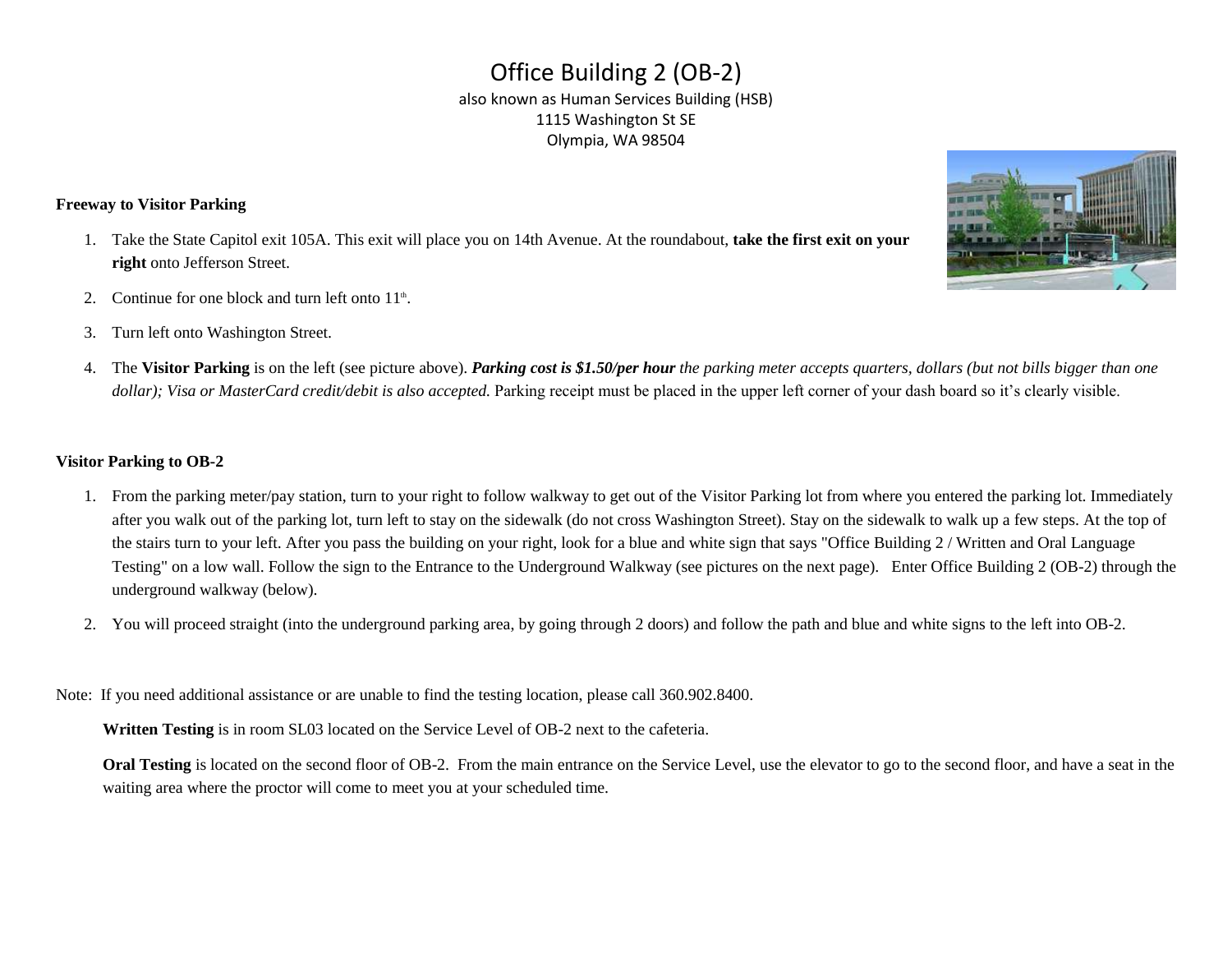# Office Building 2 (OB-2)

also known as Human Services Building (HSB)
1115 Washington St SE
Olympia, WA 98504

**Freeway to Visitor Parking**

1. Take the State Capitol exit 105A. This exit will place you on 14th Avenue. At the roundabout, **take the first exit on your right** onto Jefferson Street.
2. Continue for one block and turn left onto 11th.
3. Turn left onto Washington Street.
4. The **Visitor Parking** is on the left (see picture above). ***Parking cost is $1.50/per hour*** *the parking meter accepts quarters, dollars (but not bills bigger than one dollar); Visa or MasterCard credit/debit is also accepted.* Parking receipt must be placed in the upper left corner of your dash board so it's clearly visible.

**Visitor Parking to OB-2**

1. From the parking meter/pay station, turn to your right to follow walkway to get out of the Visitor Parking lot from where you entered the parking lot. Immediately after you walk out of the parking lot, turn left to stay on the sidewalk (do not cross Washington Street). Stay on the sidewalk to walk up a few steps. At the top of the stairs turn to your left. After you pass the building on your right, look for a blue and white sign that says "Office Building 2 / Written and Oral Language Testing" on a low wall. Follow the sign to the Entrance to the Underground Walkway (see pictures on the next page). Enter Office Building 2 (OB-2) through the underground walkway (below).
2. You will proceed straight (into the underground parking area, by going through 2 doors) and follow the path and blue and white signs to the left into OB-2.

Note: If you need additional assistance or are unable to find the testing location, please call 360.902.8400.

**Written Testing** is in room SL03 located on the Service Level of OB-2 next to the cafeteria.

**Oral Testing** is located on the second floor of OB-2. From the main entrance on the Service Level, use the elevator to go to the second floor, and have a seat in the waiting area where the proctor will come to meet you at your scheduled time.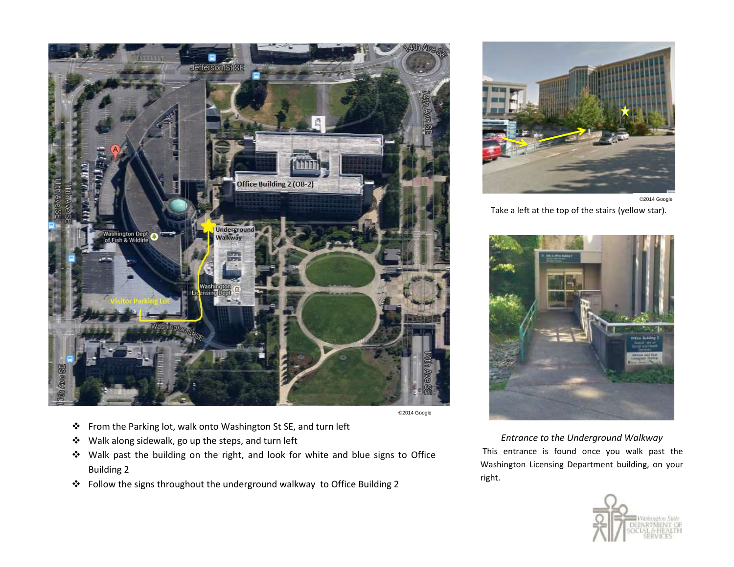©2014 Google

- From the Parking lot, walk onto Washington St SE, and turn left
- Walk along sidewalk, go up the steps, and turn left
- Walk past the building on the right, and look for white and blue signs to Office Building 2
- Follow the signs throughout the underground walkway to Office Building 2

©2014 Google

Take a left at the top of the stairs (yellow star).

*Entrance to the Underground Walkway*

This entrance is found once you walk past the Washington Licensing Department building, on your right.

Washington State DEPARTMENT OF SOCIAL & HEALTH SERVICES